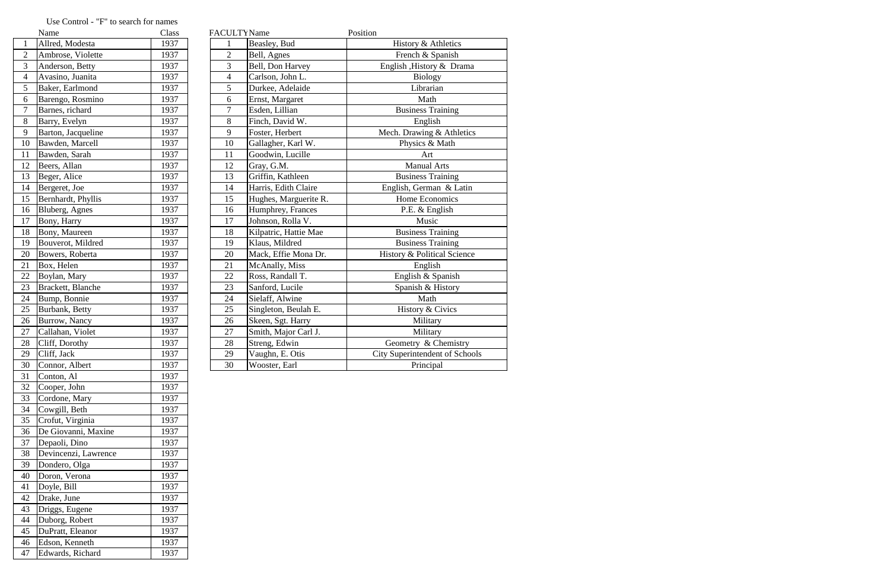Use Control - "F" to search for names

| | Name | Class |
|---|---|---|
| 1 | Allred, Modesta | 1937 |
| 2 | Ambrose, Violette | 1937 |
| 3 | Anderson, Betty | 1937 |
| 4 | Avasino, Juanita | 1937 |
| 5 | Baker, Earlmond | 1937 |
| 6 | Barengo, Rosmino | 1937 |
| 7 | Barnes, richard | 1937 |
| 8 | Barry, Evelyn | 1937 |
| 9 | Barton, Jacqueline | 1937 |
| 10 | Bawden, Marcell | 1937 |
| 11 | Bawden, Sarah | 1937 |
| 12 | Beers, Allan | 1937 |
| 13 | Beger, Alice | 1937 |
| 14 | Bergeret, Joe | 1937 |
| 15 | Bernhardt, Phyllis | 1937 |
| 16 | Bluberg, Agnes | 1937 |
| 17 | Bony, Harry | 1937 |
| 18 | Bony, Maureen | 1937 |
| 19 | Bouverot, Mildred | 1937 |
| 20 | Bowers, Roberta | 1937 |
| 21 | Box, Helen | 1937 |
| 22 | Boylan, Mary | 1937 |
| 23 | Brackett, Blanche | 1937 |
| 24 | Bump, Bonnie | 1937 |
| 25 | Burbank, Betty | 1937 |
| 26 | Burrow, Nancy | 1937 |
| 27 | Callahan, Violet | 1937 |
| 28 | Cliff, Dorothy | 1937 |
| 29 | Cliff, Jack | 1937 |
| 30 | Connor, Albert | 1937 |
| 31 | Conton, Al | 1937 |
| 32 | Cooper, John | 1937 |
| 33 | Cordone, Mary | 1937 |
| 34 | Cowgill, Beth | 1937 |
| 35 | Crofut, Virginia | 1937 |
| 36 | De Giovanni, Maxine | 1937 |
| 37 | Depaoli, Dino | 1937 |
| 38 | Devincenzi, Lawrence | 1937 |
| 39 | Dondero, Olga | 1937 |
| 40 | Doron, Verona | 1937 |
| 41 | Doyle, Bill | 1937 |
| 42 | Drake, June | 1937 |
| 43 | Driggs, Eugene | 1937 |
| 44 | Duborg, Robert | 1937 |
| 45 | DuPratt, Eleanor | 1937 |
| 46 | Edson, Kenneth | 1937 |
| 47 | Edwards, Richard | 1937 |

| FACULTY | Name | Position |
|---|---|---|
| 1 | Beasley, Bud | History & Athletics |
| 2 | Bell, Agnes | French & Spanish |
| 3 | Bell, Don Harvey | English ,History & Drama |
| 4 | Carlson, John L. | Biology |
| 5 | Durkee, Adelaide | Librarian |
| 6 | Ernst, Margaret | Math |
| 7 | Esden, Lillian | Business Training |
| 8 | Finch, David W. | English |
| 9 | Foster, Herbert | Mech. Drawing & Athletics |
| 10 | Gallagher, Karl W. | Physics & Math |
| 11 | Goodwin, Lucille | Art |
| 12 | Gray, G.M. | Manual Arts |
| 13 | Griffin, Kathleen | Business Training |
| 14 | Harris, Edith Claire | English, German & Latin |
| 15 | Hughes, Marguerite R. | Home Economics |
| 16 | Humphrey, Frances | P.E. & English |
| 17 | Johnson, Rolla V. | Music |
| 18 | Kilpatric, Hattie Mae | Business Training |
| 19 | Klaus, Mildred | Business Training |
| 20 | Mack, Effie Mona Dr. | History & Political Science |
| 21 | McAnally, Miss | English |
| 22 | Ross, Randall T. | English & Spanish |
| 23 | Sanford, Lucile | Spanish & History |
| 24 | Sielaff, Alwine | Math |
| 25 | Singleton, Beulah E. | History & Civics |
| 26 | Skeen, Sgt. Harry | Military |
| 27 | Smith, Major Carl J. | Military |
| 28 | Streng, Edwin | Geometry & Chemistry |
| 29 | Vaughn, E. Otis | City Superintendent of Schools |
| 30 | Wooster, Earl | Principal |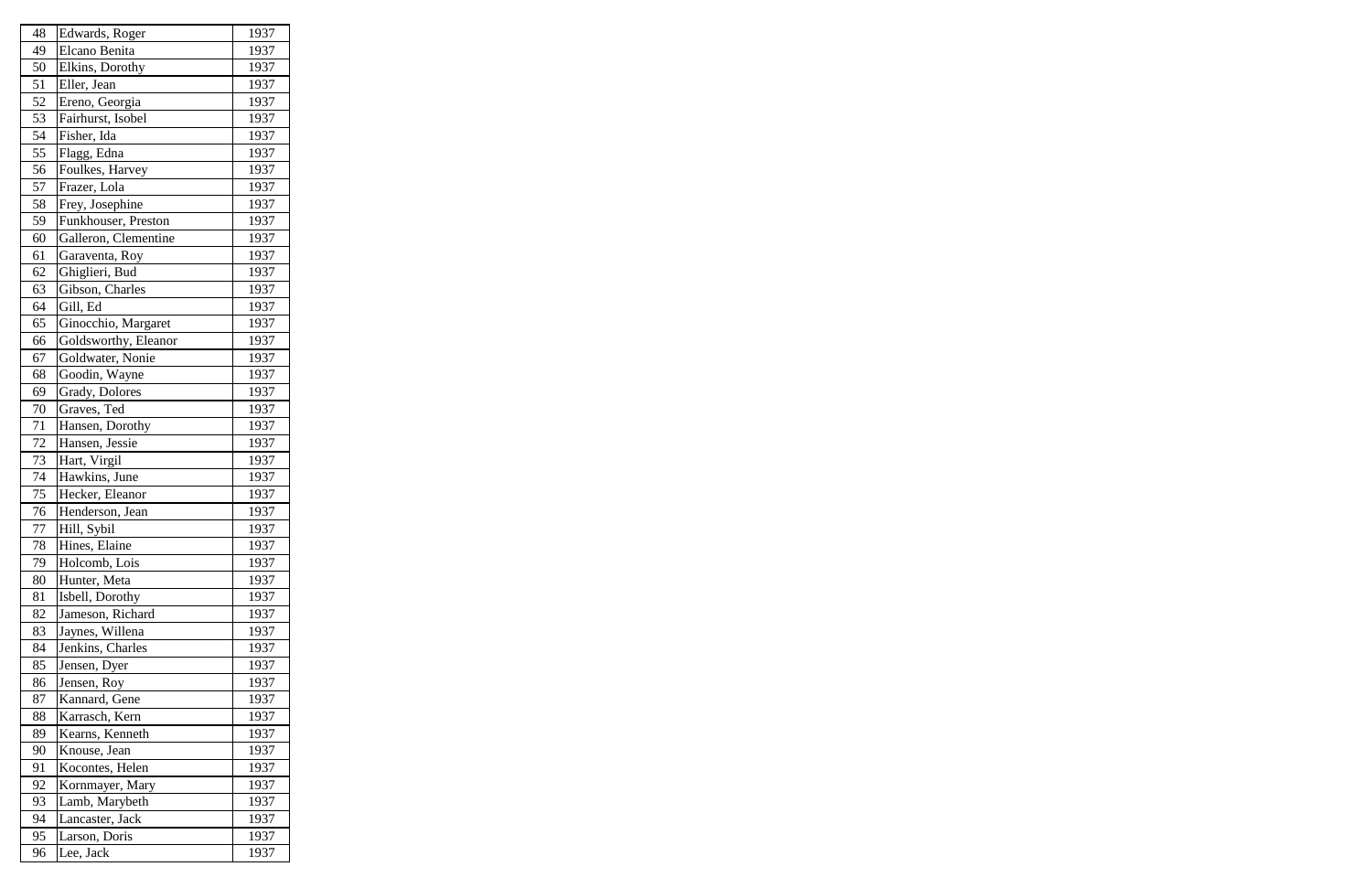| 48 | Edwards, Roger | 1937 |
|---|---|---|
| 49 | Elcano Benita | 1937 |
| 50 | Elkins, Dorothy | 1937 |
| 51 | Eller, Jean | 1937 |
| 52 | Ereno, Georgia | 1937 |
| 53 | Fairhurst, Isobel | 1937 |
| 54 | Fisher, Ida | 1937 |
| 55 | Flagg, Edna | 1937 |
| 56 | Foulkes, Harvey | 1937 |
| 57 | Frazer, Lola | 1937 |
| 58 | Frey, Josephine | 1937 |
| 59 | Funkhouser, Preston | 1937 |
| 60 | Galleron, Clementine | 1937 |
| 61 | Garaventa, Roy | 1937 |
| 62 | Ghiglieri, Bud | 1937 |
| 63 | Gibson, Charles | 1937 |
| 64 | Gill, Ed | 1937 |
| 65 | Ginocchio, Margaret | 1937 |
| 66 | Goldsworthy, Eleanor | 1937 |
| 67 | Goldwater, Nonie | 1937 |
| 68 | Goodin, Wayne | 1937 |
| 69 | Grady, Dolores | 1937 |
| 70 | Graves, Ted | 1937 |
| 71 | Hansen, Dorothy | 1937 |
| 72 | Hansen, Jessie | 1937 |
| 73 | Hart, Virgil | 1937 |
| 74 | Hawkins, June | 1937 |
| 75 | Hecker, Eleanor | 1937 |
| 76 | Henderson, Jean | 1937 |
| 77 | Hill, Sybil | 1937 |
| 78 | Hines, Elaine | 1937 |
| 79 | Holcomb, Lois | 1937 |
| 80 | Hunter, Meta | 1937 |
| 81 | Isbell, Dorothy | 1937 |
| 82 | Jameson, Richard | 1937 |
| 83 | Jaynes, Willena | 1937 |
| 84 | Jenkins, Charles | 1937 |
| 85 | Jensen, Dyer | 1937 |
| 86 | Jensen, Roy | 1937 |
| 87 | Kannard, Gene | 1937 |
| 88 | Karrasch, Kern | 1937 |
| 89 | Kearns, Kenneth | 1937 |
| 90 | Knouse, Jean | 1937 |
| 91 | Kocontes, Helen | 1937 |
| 92 | Kornmayer, Mary | 1937 |
| 93 | Lamb, Marybeth | 1937 |
| 94 | Lancaster, Jack | 1937 |
| 95 | Larson, Doris | 1937 |
| 96 | Lee, Jack | 1937 |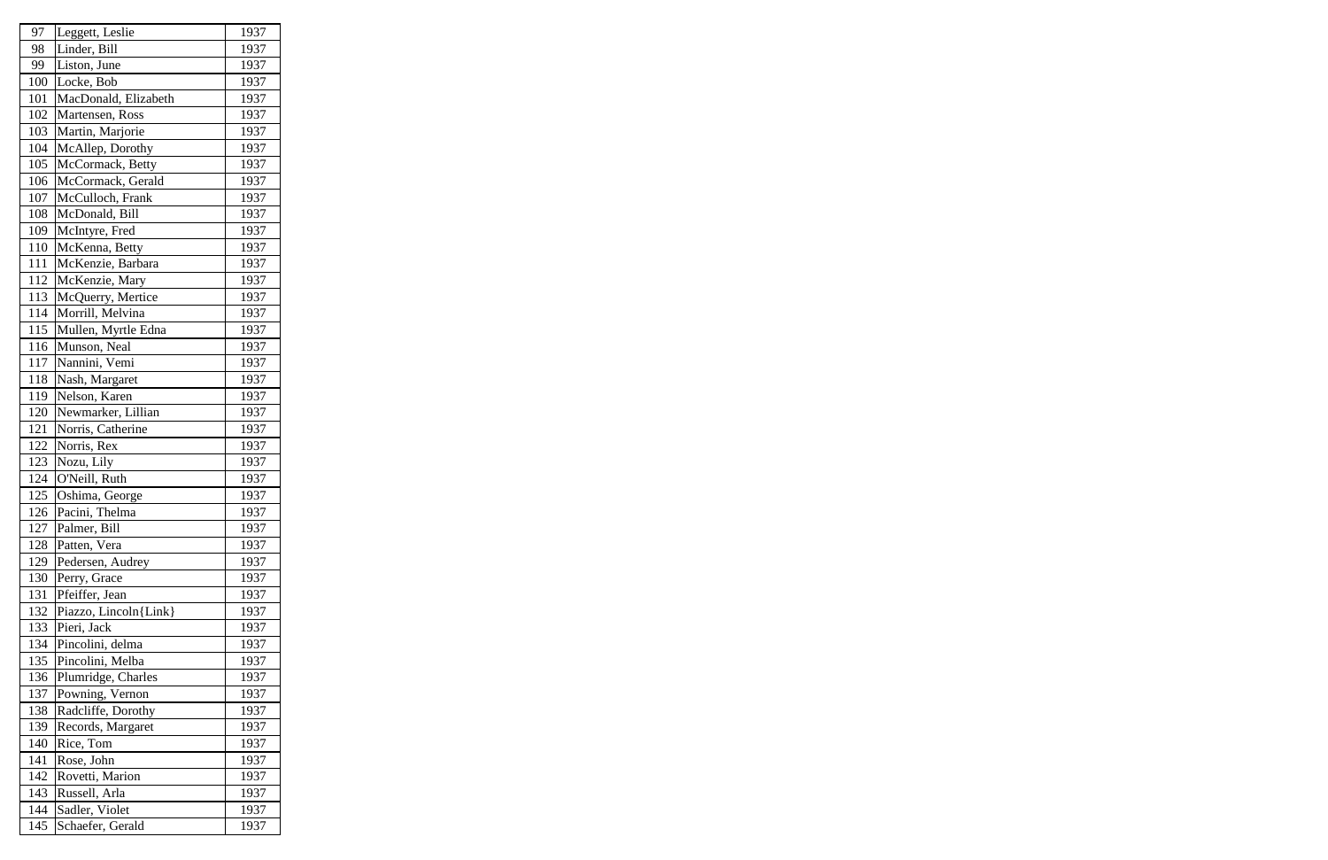| | | |
|---|---|---|
| 97 | Leggett, Leslie | 1937 |
| 98 | Linder, Bill | 1937 |
| 99 | Liston, June | 1937 |
| 100 | Locke, Bob | 1937 |
| 101 | MacDonald, Elizabeth | 1937 |
| 102 | Martensen, Ross | 1937 |
| 103 | Martin, Marjorie | 1937 |
| 104 | McAllep, Dorothy | 1937 |
| 105 | McCormack, Betty | 1937 |
| 106 | McCormack, Gerald | 1937 |
| 107 | McCulloch, Frank | 1937 |
| 108 | McDonald, Bill | 1937 |
| 109 | McIntyre, Fred | 1937 |
| 110 | McKenna, Betty | 1937 |
| 111 | McKenzie, Barbara | 1937 |
| 112 | McKenzie, Mary | 1937 |
| 113 | McQuerry, Mertice | 1937 |
| 114 | Morrill, Melvina | 1937 |
| 115 | Mullen, Myrtle Edna | 1937 |
| 116 | Munson, Neal | 1937 |
| 117 | Nannini, Vemi | 1937 |
| 118 | Nash, Margaret | 1937 |
| 119 | Nelson, Karen | 1937 |
| 120 | Newmarker, Lillian | 1937 |
| 121 | Norris, Catherine | 1937 |
| 122 | Norris, Rex | 1937 |
| 123 | Nozu, Lily | 1937 |
| 124 | O'Neill, Ruth | 1937 |
| 125 | Oshima, George | 1937 |
| 126 | Pacini, Thelma | 1937 |
| 127 | Palmer, Bill | 1937 |
| 128 | Patten, Vera | 1937 |
| 129 | Pedersen, Audrey | 1937 |
| 130 | Perry, Grace | 1937 |
| 131 | Pfeiffer, Jean | 1937 |
| 132 | Piazzo, Lincoln{Link} | 1937 |
| 133 | Pieri, Jack | 1937 |
| 134 | Pincolini, delma | 1937 |
| 135 | Pincolini, Melba | 1937 |
| 136 | Plumridge, Charles | 1937 |
| 137 | Powning, Vernon | 1937 |
| 138 | Radcliffe, Dorothy | 1937 |
| 139 | Records, Margaret | 1937 |
| 140 | Rice, Tom | 1937 |
| 141 | Rose, John | 1937 |
| 142 | Rovetti, Marion | 1937 |
| 143 | Russell, Arla | 1937 |
| 144 | Sadler, Violet | 1937 |
| 145 | Schaefer, Gerald | 1937 |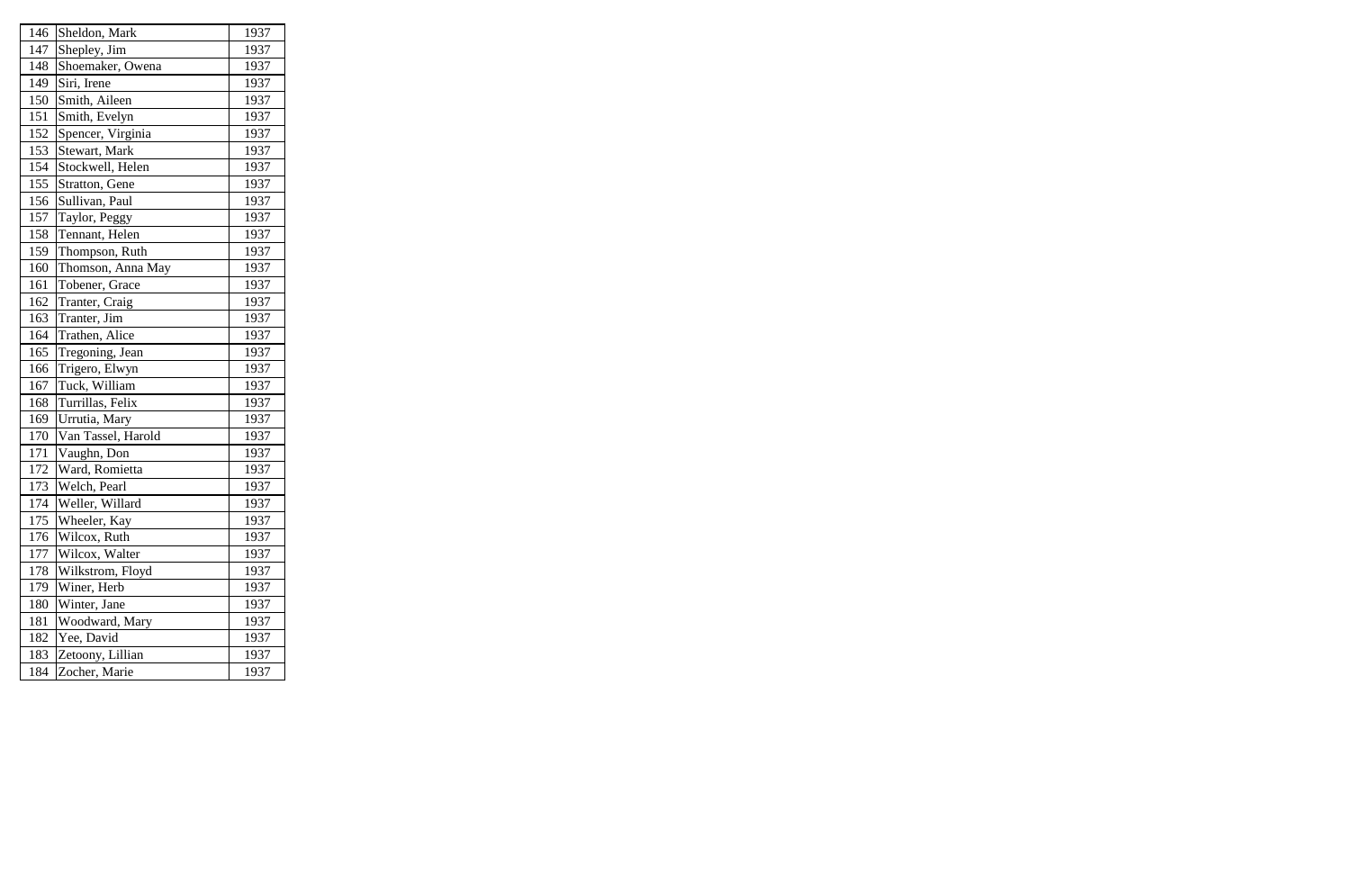| | | |
|---|---|---|
| 146 | Sheldon, Mark | 1937 |
| 147 | Shepley, Jim | 1937 |
| 148 | Shoemaker, Owena | 1937 |
| 149 | Siri, Irene | 1937 |
| 150 | Smith, Aileen | 1937 |
| 151 | Smith, Evelyn | 1937 |
| 152 | Spencer, Virginia | 1937 |
| 153 | Stewart, Mark | 1937 |
| 154 | Stockwell, Helen | 1937 |
| 155 | Stratton, Gene | 1937 |
| 156 | Sullivan, Paul | 1937 |
| 157 | Taylor, Peggy | 1937 |
| 158 | Tennant, Helen | 1937 |
| 159 | Thompson, Ruth | 1937 |
| 160 | Thomson, Anna May | 1937 |
| 161 | Tobener, Grace | 1937 |
| 162 | Tranter, Craig | 1937 |
| 163 | Tranter, Jim | 1937 |
| 164 | Trathen, Alice | 1937 |
| 165 | Tregoning, Jean | 1937 |
| 166 | Trigero, Elwyn | 1937 |
| 167 | Tuck, William | 1937 |
| 168 | Turrillas, Felix | 1937 |
| 169 | Urrutia, Mary | 1937 |
| 170 | Van Tassel, Harold | 1937 |
| 171 | Vaughn, Don | 1937 |
| 172 | Ward, Romietta | 1937 |
| 173 | Welch, Pearl | 1937 |
| 174 | Weller, Willard | 1937 |
| 175 | Wheeler, Kay | 1937 |
| 176 | Wilcox, Ruth | 1937 |
| 177 | Wilcox, Walter | 1937 |
| 178 | Wilkstrom, Floyd | 1937 |
| 179 | Winer, Herb | 1937 |
| 180 | Winter, Jane | 1937 |
| 181 | Woodward, Mary | 1937 |
| 182 | Yee, David | 1937 |
| 183 | Zetoony, Lillian | 1937 |
| 184 | Zocher, Marie | 1937 |